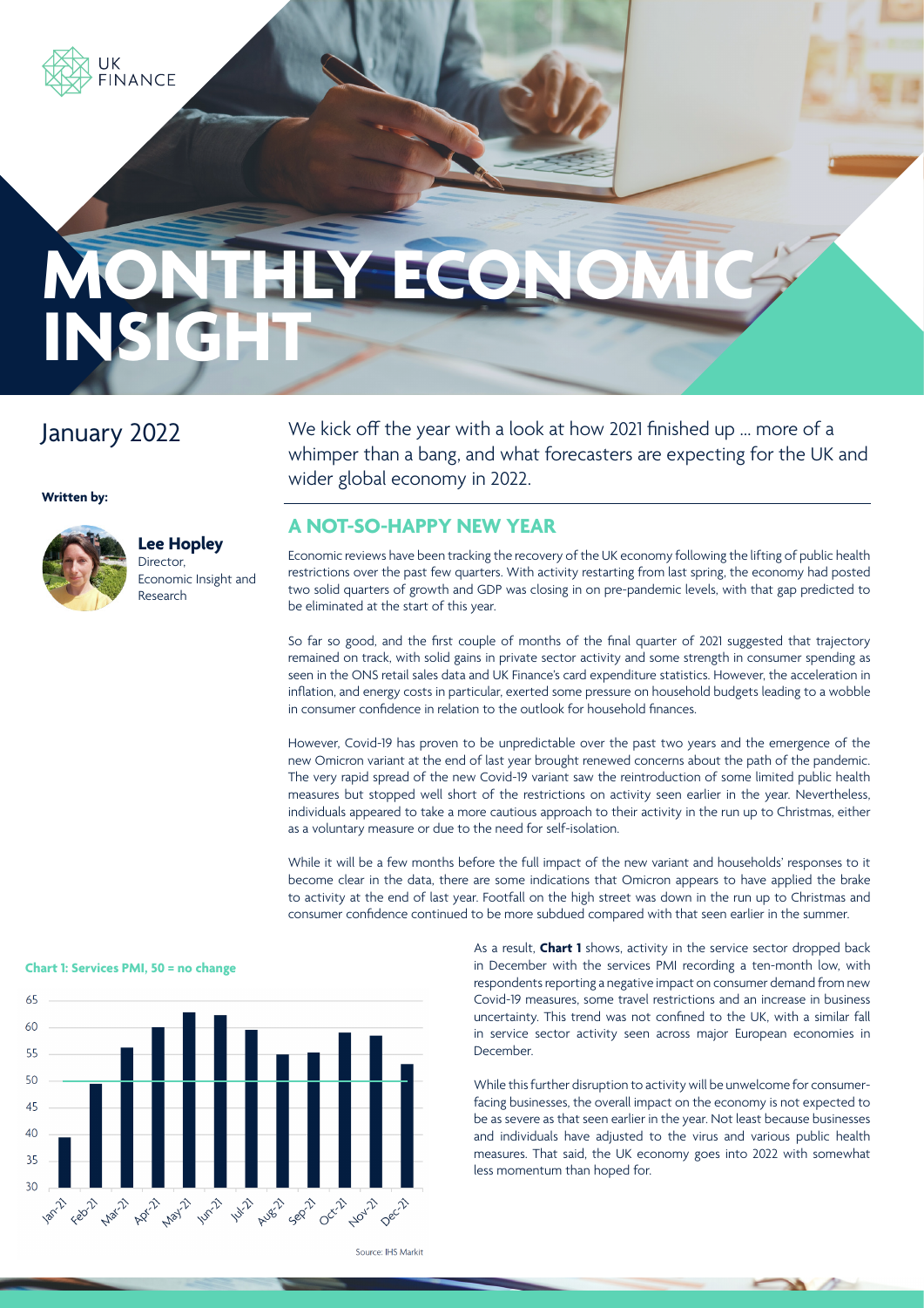# MONTHLY ECONOMIC INSIGHT

January 2022

**Written by:**

**Lee Hopley**
Director,
Economic Insight and Research

We kick off the year with a look at how 2021 finished up ... more of a whimper than a bang, and what forecasters are expecting for the UK and wider global economy in 2022.

## A NOT-SO-HAPPY NEW YEAR

Economic reviews have been tracking the recovery of the UK economy following the lifting of public health restrictions over the past few quarters. With activity restarting from last spring, the economy had posted two solid quarters of growth and GDP was closing in on pre-pandemic levels, with that gap predicted to be eliminated at the start of this year.

So far so good, and the first couple of months of the final quarter of 2021 suggested that trajectory remained on track, with solid gains in private sector activity and some strength in consumer spending as seen in the ONS retail sales data and UK Finance's card expenditure statistics. However, the acceleration in inflation, and energy costs in particular, exerted some pressure on household budgets leading to a wobble in consumer confidence in relation to the outlook for household finances.

However, Covid-19 has proven to be unpredictable over the past two years and the emergence of the new Omicron variant at the end of last year brought renewed concerns about the path of the pandemic. The very rapid spread of the new Covid-19 variant saw the reintroduction of some limited public health measures but stopped well short of the restrictions on activity seen earlier in the year. Nevertheless, individuals appeared to take a more cautious approach to their activity in the run up to Christmas, either as a voluntary measure or due to the need for self-isolation.

While it will be a few months before the full impact of the new variant and households' responses to it become clear in the data, there are some indications that Omicron appears to have applied the brake to activity at the end of last year. Footfall on the high street was down in the run up to Christmas and consumer confidence continued to be more subdued compared with that seen earlier in the summer.

**Chart 1: Services PMI, 50 = no change**

| Month | Services PMI (approx.) |
|---|---|
| Jan-21 | 39.5 |
| Feb-21 | 49.5 |
| Mar-21 | 56.3 |
| Apr-21 | 60 |
| May-21 | 63 |
| Jun-21 | 62.4 |
| Jul-21 | 59.6 |
| Aug-21 | 55 |
| Sep-21 | 55.4 |
| Oct-21 | 59.1 |
| Nov-21 | 58.5 |
| Dec-21 | 53.3 |

Source: IHS Markit

As a result, **Chart 1** shows, activity in the service sector dropped back in December with the services PMI recording a ten-month low, with respondents reporting a negative impact on consumer demand from new Covid-19 measures, some travel restrictions and an increase in business uncertainty. This trend was not confined to the UK, with a similar fall in service sector activity seen across major European economies in December.

While this further disruption to activity will be unwelcome for consumer-facing businesses, the overall impact on the economy is not expected to be as severe as that seen earlier in the year. Not least because businesses and individuals have adjusted to the virus and various public health measures. That said, the UK economy goes into 2022 with somewhat less momentum than hoped for.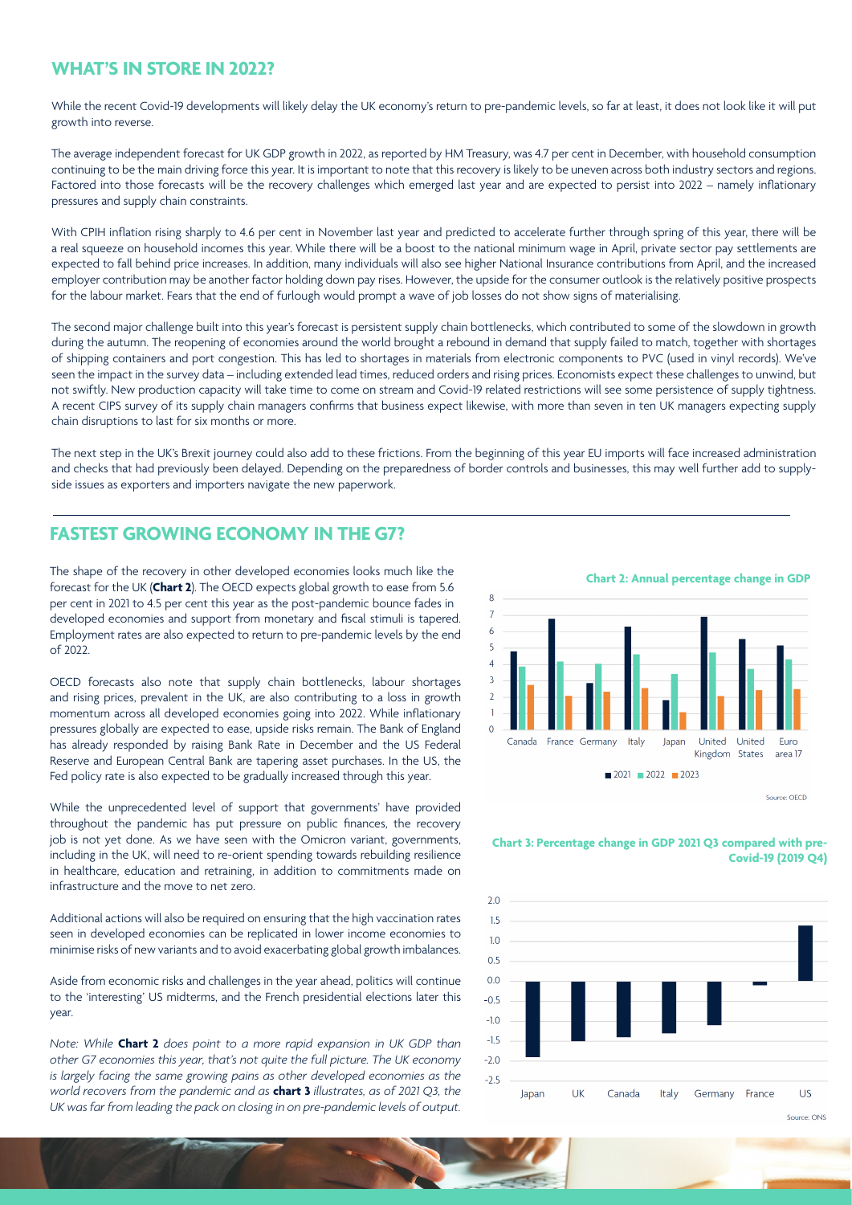## WHAT'S IN STORE IN 2022?

While the recent Covid-19 developments will likely delay the UK economy's return to pre-pandemic levels, so far at least, it does not look like it will put growth into reverse.

The average independent forecast for UK GDP growth in 2022, as reported by HM Treasury, was 4.7 per cent in December, with household consumption continuing to be the main driving force this year. It is important to note that this recovery is likely to be uneven across both industry sectors and regions. Factored into those forecasts will be the recovery challenges which emerged last year and are expected to persist into 2022 – namely inflationary pressures and supply chain constraints.

With CPIH inflation rising sharply to 4.6 per cent in November last year and predicted to accelerate further through spring of this year, there will be a real squeeze on household incomes this year. While there will be a boost to the national minimum wage in April, private sector pay settlements are expected to fall behind price increases. In addition, many individuals will also see higher National Insurance contributions from April, and the increased employer contribution may be another factor holding down pay rises. However, the upside for the consumer outlook is the relatively positive prospects for the labour market. Fears that the end of furlough would prompt a wave of job losses do not show signs of materialising.

The second major challenge built into this year's forecast is persistent supply chain bottlenecks, which contributed to some of the slowdown in growth during the autumn. The reopening of economies around the world brought a rebound in demand that supply failed to match, together with shortages of shipping containers and port congestion. This has led to shortages in materials from electronic components to PVC (used in vinyl records). We've seen the impact in the survey data – including extended lead times, reduced orders and rising prices. Economists expect these challenges to unwind, but not swiftly. New production capacity will take time to come on stream and Covid-19 related restrictions will see some persistence of supply tightness. A recent CIPS survey of its supply chain managers confirms that business expect likewise, with more than seven in ten UK managers expecting supply chain disruptions to last for six months or more.

The next step in the UK's Brexit journey could also add to these frictions. From the beginning of this year EU imports will face increased administration and checks that had previously been delayed. Depending on the preparedness of border controls and businesses, this may well further add to supply-side issues as exporters and importers navigate the new paperwork.

## FASTEST GROWING ECONOMY IN THE G7?

The shape of the recovery in other developed economies looks much like the forecast for the UK (**Chart 2**). The OECD expects global growth to ease from 5.6 per cent in 2021 to 4.5 per cent this year as the post-pandemic bounce fades in developed economies and support from monetary and fiscal stimuli is tapered. Employment rates are also expected to return to pre-pandemic levels by the end of 2022.

OECD forecasts also note that supply chain bottlenecks, labour shortages and rising prices, prevalent in the UK, are also contributing to a loss in growth momentum across all developed economies going into 2022. While inflationary pressures globally are expected to ease, upside risks remain. The Bank of England has already responded by raising Bank Rate in December and the US Federal Reserve and European Central Bank are tapering asset purchases. In the US, the Fed policy rate is also expected to be gradually increased through this year.

While the unprecedented level of support that governments' have provided throughout the pandemic has put pressure on public finances, the recovery job is not yet done. As we have seen with the Omicron variant, governments, including in the UK, will need to re-orient spending towards rebuilding resilience in healthcare, education and retraining, in addition to commitments made on infrastructure and the move to net zero.

Additional actions will also be required on ensuring that the high vaccination rates seen in developed economies can be replicated in lower income economies to minimise risks of new variants and to avoid exacerbating global growth imbalances.

Aside from economic risks and challenges in the year ahead, politics will continue to the 'interesting' US midterms, and the French presidential elections later this year.

*Note: While **Chart 2** does point to a more rapid expansion in UK GDP than other G7 economies this year, that's not quite the full picture. The UK economy is largely facing the same growing pains as other developed economies as the world recovers from the pandemic and as **chart 3** illustrates, as of 2021 Q3, the UK was far from leading the pack on closing in on pre-pandemic levels of output.*

**Chart 2: Annual percentage change in GDP**

Source: OECD

**Chart 3: Percentage change in GDP 2021 Q3 compared with pre-Covid-19 (2019 Q4)**

Source: ONS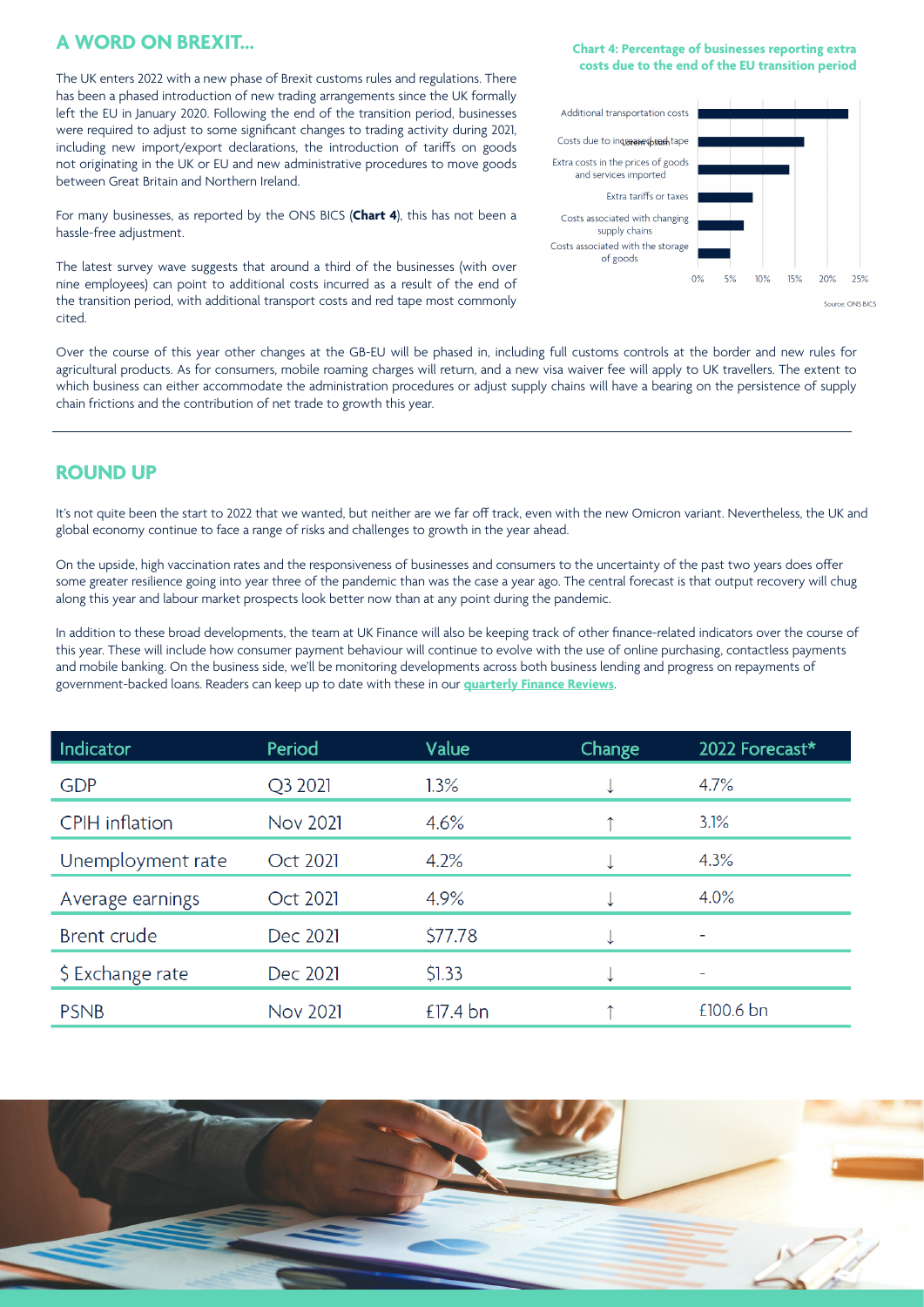## A WORD ON BREXIT...

The UK enters 2022 with a new phase of Brexit customs rules and regulations. There has been a phased introduction of new trading arrangements since the UK formally left the EU in January 2020. Following the end of the transition period, businesses were required to adjust to some significant changes to trading activity during 2021, including new import/export declarations, the introduction of tariffs on goods not originating in the UK or EU and new administrative procedures to move goods between Great Britain and Northern Ireland.

For many businesses, as reported by the ONS BICS (**Chart 4**), this has not been a hassle-free adjustment.

The latest survey wave suggests that around a third of the businesses (with over nine employees) can point to additional costs incurred as a result of the end of the transition period, with additional transport costs and red tape most commonly cited.

**Chart 4: Percentage of businesses reporting extra costs due to the end of the EU transition period**

Additional transportation costs
Costs due to increased red tape
Extra costs in the prices of goods and services imported
Extra tariffs or taxes
Costs associated with changing supply chains
Costs associated with the storage of goods

0% 5% 10% 15% 20% 25%

Source: ONS BICS

Over the course of this year other changes at the GB-EU will be phased in, including full customs controls at the border and new rules for agricultural products. As for consumers, mobile roaming charges will return, and a new visa waiver fee will apply to UK travellers. The extent to which business can either accommodate the administration procedures or adjust supply chains will have a bearing on the persistence of supply chain frictions and the contribution of net trade to growth this year.

## ROUND UP

It's not quite been the start to 2022 that we wanted, but neither are we far off track, even with the new Omicron variant. Nevertheless, the UK and global economy continue to face a range of risks and challenges to growth in the year ahead.

On the upside, high vaccination rates and the responsiveness of businesses and consumers to the uncertainty of the past two years does offer some greater resilience going into year three of the pandemic than was the case a year ago. The central forecast is that output recovery will chug along this year and labour market prospects look better now than at any point during the pandemic.

In addition to these broad developments, the team at UK Finance will also be keeping track of other finance-related indicators over the course of this year. These will include how consumer payment behaviour will continue to evolve with the use of online purchasing, contactless payments and mobile banking. On the business side, we'll be monitoring developments across both business lending and progress on repayments of government-backed loans. Readers can keep up to date with these in our **quarterly Finance Reviews**.

| Indicator | Period | Value | Change | 2022 Forecast* |
|---|---|---|---|---|
| GDP | Q3 2021 | 1.3% | ↓ | 4.7% |
| CPIH inflation | Nov 2021 | 4.6% | ↑ | 3.1% |
| Unemployment rate | Oct 2021 | 4.2% | ↓ | 4.3% |
| Average earnings | Oct 2021 | 4.9% | ↓ | 4.0% |
| Brent crude | Dec 2021 | $77.78 | ↓ | - |
| $ Exchange rate | Dec 2021 | $1.33 | ↓ | - |
| PSNB | Nov 2021 | £17.4 bn | ↑ | £100.6 bn |